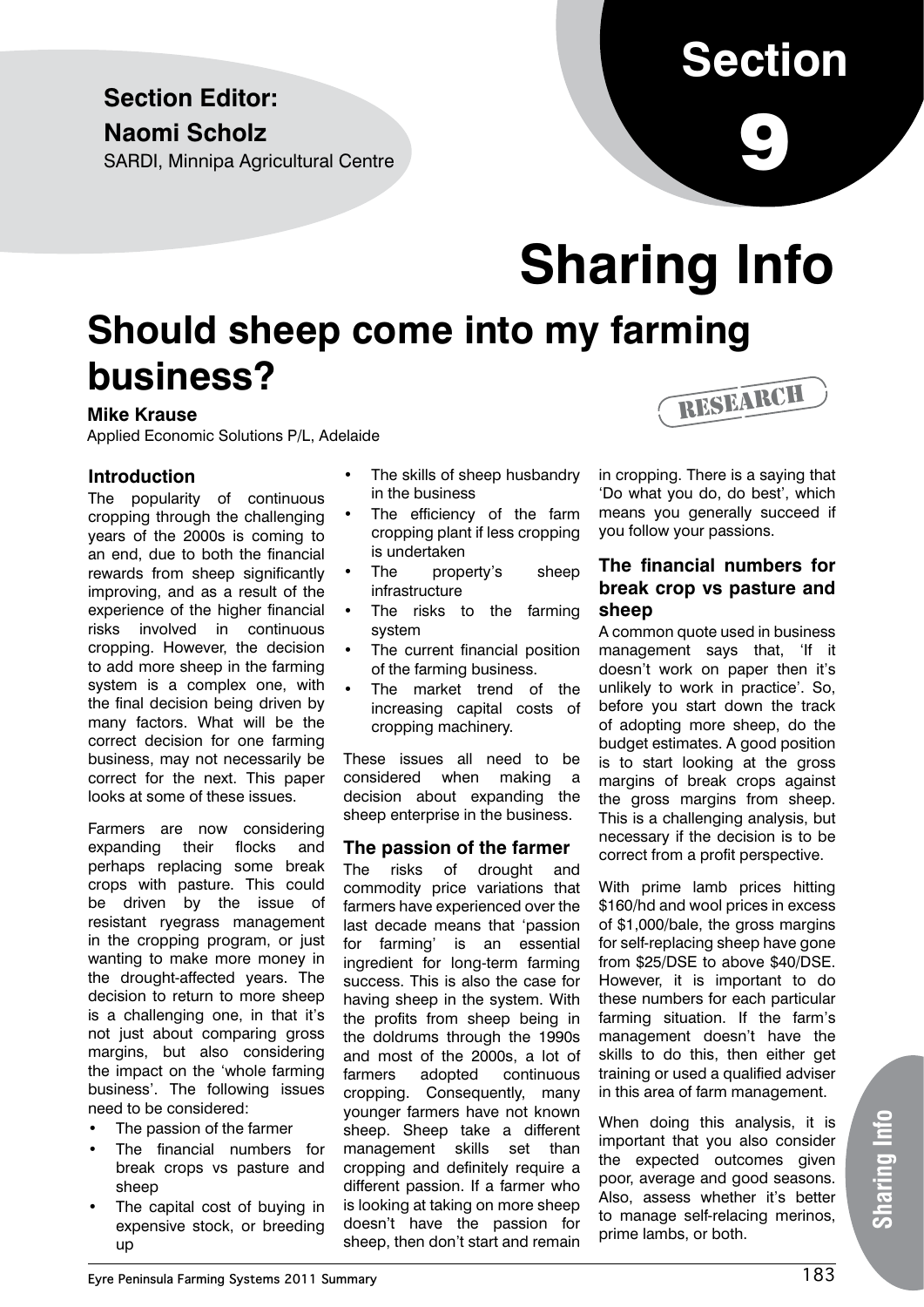**Section Editor:**

**Naomi Scholz**

SARDI, Minnipa Agricultural Centre

# Section 9

# Sharing Info

## Should sheep come into my farming business?

RESEARCH

**Mike Krause**

Applied Economic Solutions P/L, Adelaide

### Introduction

The popularity of continuous cropping through the challenging years of the 2000s is coming to an end, due to both the financial rewards from sheep significantly improving, and as a result of the experience of the higher financial risks involved in continuous cropping. However, the decision to add more sheep in the farming system is a complex one, with the final decision being driven by many factors. What will be the correct decision for one farming business, may not necessarily be correct for the next. This paper looks at some of these issues.

Farmers are now considering expanding their flocks and perhaps replacing some break crops with pasture. This could be driven by the issue of resistant ryegrass management in the cropping program, or just wanting to make more money in the drought-affected years. The decision to return to more sheep is a challenging one, in that it's not just about comparing gross margins, but also considering the impact on the 'whole farming business'. The following issues need to be considered:

- The passion of the farmer
- The financial numbers for break crops vs pasture and sheep
- The capital cost of buying in expensive stock, or breeding up
- The skills of sheep husbandry in the business
- The efficiency of the farm cropping plant if less cropping is undertaken
- The property's sheep infrastructure
- The risks to the farming system
- The current financial position of the farming business.
- The market trend of the increasing capital costs of cropping machinery.

These issues all need to be considered when making a decision about expanding the sheep enterprise in the business.

### The passion of the farmer

The risks of drought and commodity price variations that farmers have experienced over the last decade means that 'passion for farming' is an essential ingredient for long-term farming success. This is also the case for having sheep in the system. With the profits from sheep being in the doldrums through the 1990s and most of the 2000s, a lot of farmers adopted continuous cropping. Consequently, many younger farmers have not known sheep. Sheep take a different management skills set than cropping and definitely require a different passion. If a farmer who is looking at taking on more sheep doesn't have the passion for sheep, then don't start and remain in cropping. There is a saying that 'Do what you do, do best', which means you generally succeed if you follow your passions.

### The financial numbers for break crop vs pasture and sheep

A common quote used in business management says that, 'If it doesn't work on paper then it's unlikely to work in practice'. So, before you start down the track of adopting more sheep, do the budget estimates. A good position is to start looking at the gross margins of break crops against the gross margins from sheep. This is a challenging analysis, but necessary if the decision is to be correct from a profit perspective.

With prime lamb prices hitting $160/hd and wool prices in excess of $1,000/bale, the gross margins for self-replacing sheep have gone from $25/DSE to above $40/DSE. However, it is important to do these numbers for each particular farming situation. If the farm's management doesn't have the skills to do this, then either get training or used a qualified adviser in this area of farm management.

When doing this analysis, it is important that you also consider the expected outcomes given poor, average and good seasons. Also, assess whether it's better to manage self-relacing merinos, prime lambs, or both.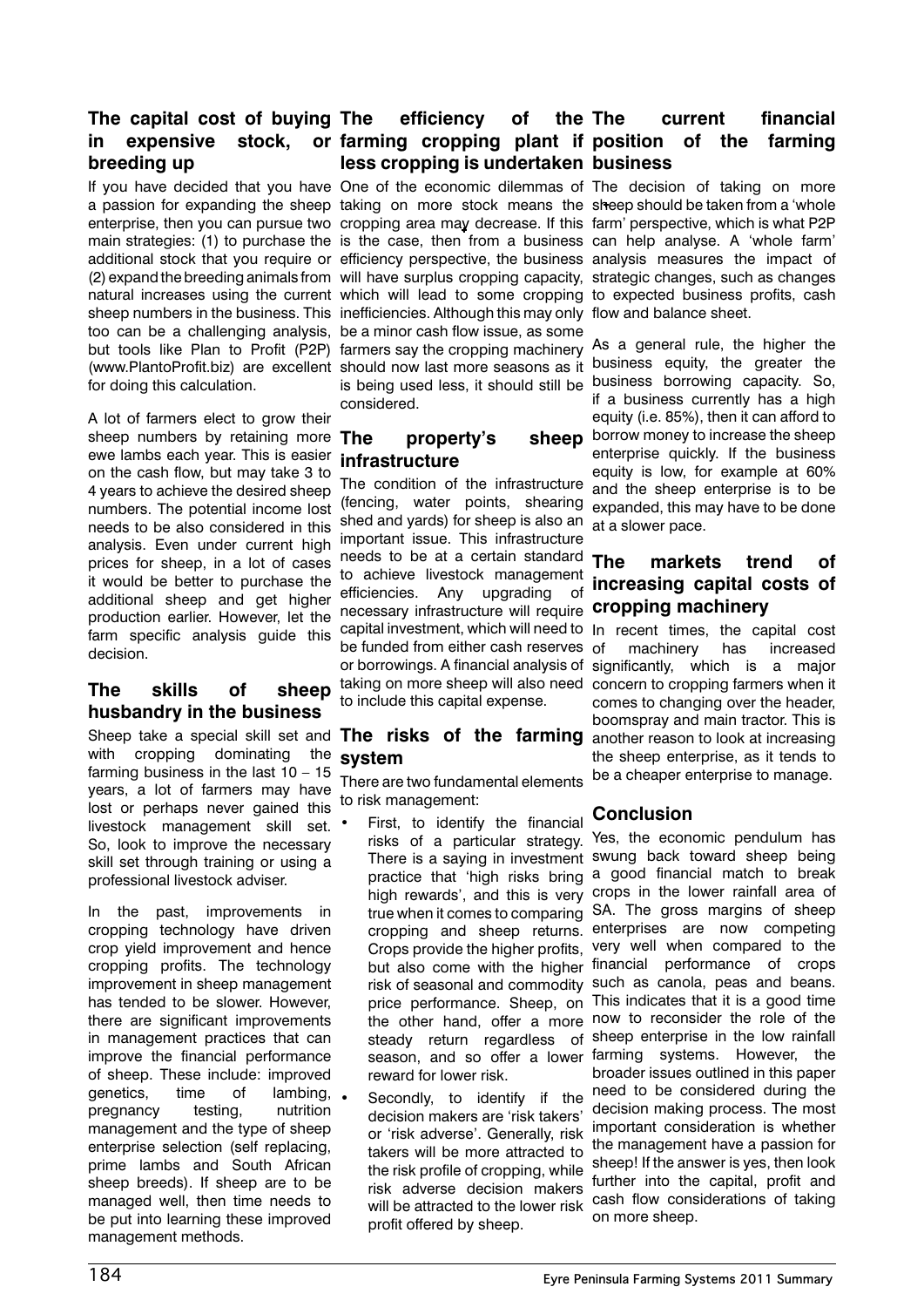## The capital cost of buying in expensive stock, or breeding up

If you have decided that you have a passion for expanding the sheep enterprise, then you can pursue two main strategies: (1) to purchase the additional stock that you require or (2) expand the breeding animals from natural increases using the current sheep numbers in the business. This too can be a challenging analysis, but tools like Plan to Profit (P2P) (www.PlantoProfit.biz) are excellent for doing this calculation.

A lot of farmers elect to grow their sheep numbers by retaining more ewe lambs each year. This is easier on the cash flow, but may take 3 to 4 years to achieve the desired sheep numbers. The potential income lost needs to be also considered in this analysis. Even under current high prices for sheep, in a lot of cases it would be better to purchase the additional sheep and get higher production earlier. However, let the farm specific analysis guide this decision.

## The skills of sheep husbandry in the business

Sheep take a special skill set and with cropping dominating the farming business in the last 10 – 15 years, a lot of farmers may have lost or perhaps never gained this livestock management skill set. So, look to improve the necessary skill set through training or using a professional livestock adviser.

In the past, improvements in cropping technology have driven crop yield improvement and hence cropping profits. The technology improvement in sheep management has tended to be slower. However, there are significant improvements in management practices that can improve the financial performance of sheep. These include: improved genetics, time of lambing, pregnancy testing, nutrition management and the type of sheep enterprise selection (self replacing, prime lambs and South African sheep breeds). If sheep are to be managed well, then time needs to be put into learning these improved management methods.

## The efficiency of the farming cropping plant if less cropping is undertaken

One of the economic dilemmas of taking on more stock means the cropping area may decrease. If this is the case, then from a business efficiency perspective, the business will have surplus cropping capacity, which will lead to some cropping inefficiencies. Although this may only be a minor cash flow issue, as some farmers say the cropping machinery should now last more seasons as it is being used less, it should still be considered.

## The property's sheep infrastructure

The condition of the infrastructure (fencing, water points, shearing shed and yards) for sheep is also an important issue. This infrastructure needs to be at a certain standard to achieve livestock management efficiencies. Any upgrading of necessary infrastructure will require capital investment, which will need to be funded from either cash reserves or borrowings. A financial analysis of taking on more sheep will also need to include this capital expense.

## The risks of the farming system

There are two fundamental elements to risk management:

- First, to identify the financial risks of a particular strategy. There is a saying in investment practice that 'high risks bring high rewards', and this is very true when it comes to comparing cropping and sheep returns. Crops provide the higher profits, but also come with the higher risk of seasonal and commodity price performance. Sheep, on the other hand, offer a more steady return regardless of season, and so offer a lower reward for lower risk.
- Secondly, to identify if the decision makers are 'risk takers' or 'risk adverse'. Generally, risk takers will be more attracted to the risk profile of cropping, while risk adverse decision makers will be attracted to the lower risk profit offered by sheep.

## The current financial position of the farming business

The decision of taking on more sheep should be taken from a 'whole farm' perspective, which is what P2P can help analyse. A 'whole farm' analysis measures the impact of strategic changes, such as changes to expected business profits, cash flow and balance sheet.

As a general rule, the higher the business equity, the greater the business borrowing capacity. So, if a business currently has a high equity (i.e. 85%), then it can afford to borrow money to increase the sheep enterprise quickly. If the business equity is low, for example at 60% and the sheep enterprise is to be expanded, this may have to be done at a slower pace.

## The markets trend of increasing capital costs of cropping machinery

In recent times, the capital cost of machinery has increased significantly, which is a major concern to cropping farmers when it comes to changing over the header, boomspray and main tractor. This is another reason to look at increasing the sheep enterprise, as it tends to be a cheaper enterprise to manage.

## Conclusion

Yes, the economic pendulum has swung back toward sheep being a good financial match to break crops in the lower rainfall area of SA. The gross margins of sheep enterprises are now competing very well when compared to the financial performance of crops such as canola, peas and beans. This indicates that it is a good time now to reconsider the role of the sheep enterprise in the low rainfall farming systems. However, the broader issues outlined in this paper need to be considered during the decision making process. The most important consideration is whether the management have a passion for sheep! If the answer is yes, then look further into the capital, profit and cash flow considerations of taking on more sheep.